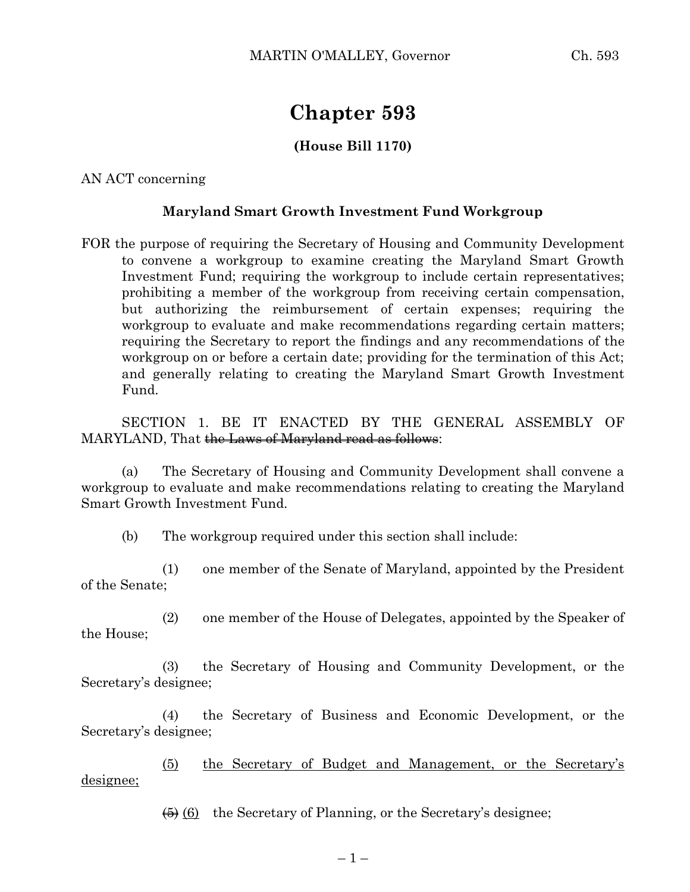# Chapter 593

**(House Bill 1170)**

AN ACT concerning

**Maryland Smart Growth Investment Fund Workgroup**

FOR the purpose of requiring the Secretary of Housing and Community Development to convene a workgroup to examine creating the Maryland Smart Growth Investment Fund; requiring the workgroup to include certain representatives; prohibiting a member of the workgroup from receiving certain compensation, but authorizing the reimbursement of certain expenses; requiring the workgroup to evaluate and make recommendations regarding certain matters; requiring the Secretary to report the findings and any recommendations of the workgroup on or before a certain date; providing for the termination of this Act; and generally relating to creating the Maryland Smart Growth Investment Fund.

SECTION 1. BE IT ENACTED BY THE GENERAL ASSEMBLY OF MARYLAND, That ~~the Laws of Maryland read as follows~~:

(a) The Secretary of Housing and Community Development shall convene a workgroup to evaluate and make recommendations relating to creating the Maryland Smart Growth Investment Fund.

(b) The workgroup required under this section shall include:

(1) one member of the Senate of Maryland, appointed by the President of the Senate;

(2) one member of the House of Delegates, appointed by the Speaker of the House;

(3) the Secretary of Housing and Community Development, or the Secretary's designee;

(4) the Secretary of Business and Economic Development, or the Secretary's designee;

<u>(5) the Secretary of Budget and Management, or the Secretary's designee;</u>

~~(5)~~ <u>(6)</u> the Secretary of Planning, or the Secretary's designee;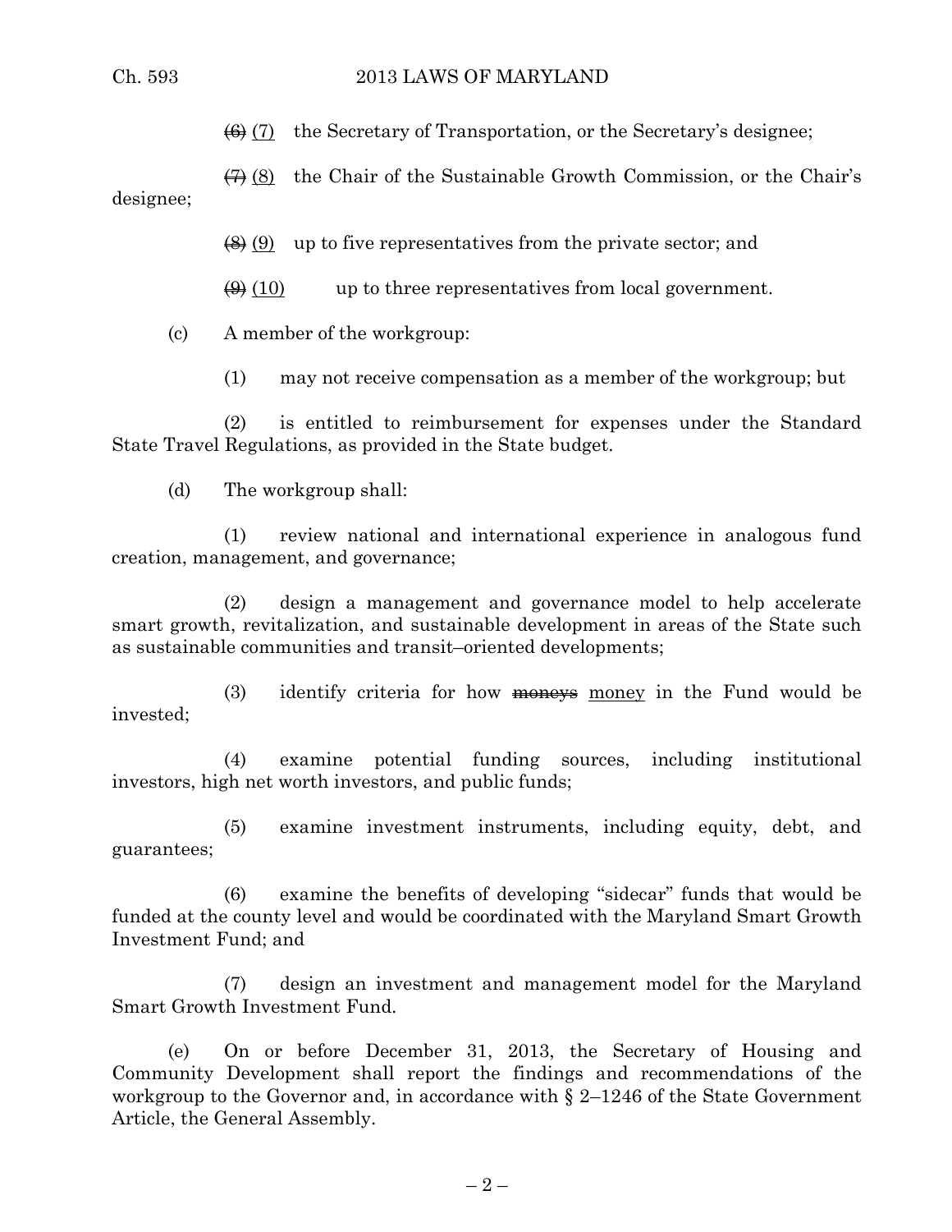~~(6)~~ (7) the Secretary of Transportation, or the Secretary's designee;

~~(7)~~ (8) the Chair of the Sustainable Growth Commission, or the Chair's designee;

~~(8)~~ (9) up to five representatives from the private sector; and

~~(9)~~ (10) up to three representatives from local government.

(c) A member of the workgroup:

(1) may not receive compensation as a member of the workgroup; but

(2) is entitled to reimbursement for expenses under the Standard State Travel Regulations, as provided in the State budget.

(d) The workgroup shall:

(1) review national and international experience in analogous fund creation, management, and governance;

(2) design a management and governance model to help accelerate smart growth, revitalization, and sustainable development in areas of the State such as sustainable communities and transit–oriented developments;

(3) identify criteria for how ~~moneys~~ money in the Fund would be invested;

(4) examine potential funding sources, including institutional investors, high net worth investors, and public funds;

(5) examine investment instruments, including equity, debt, and guarantees;

(6) examine the benefits of developing "sidecar" funds that would be funded at the county level and would be coordinated with the Maryland Smart Growth Investment Fund; and

(7) design an investment and management model for the Maryland Smart Growth Investment Fund.

(e) On or before December 31, 2013, the Secretary of Housing and Community Development shall report the findings and recommendations of the workgroup to the Governor and, in accordance with § 2–1246 of the State Government Article, the General Assembly.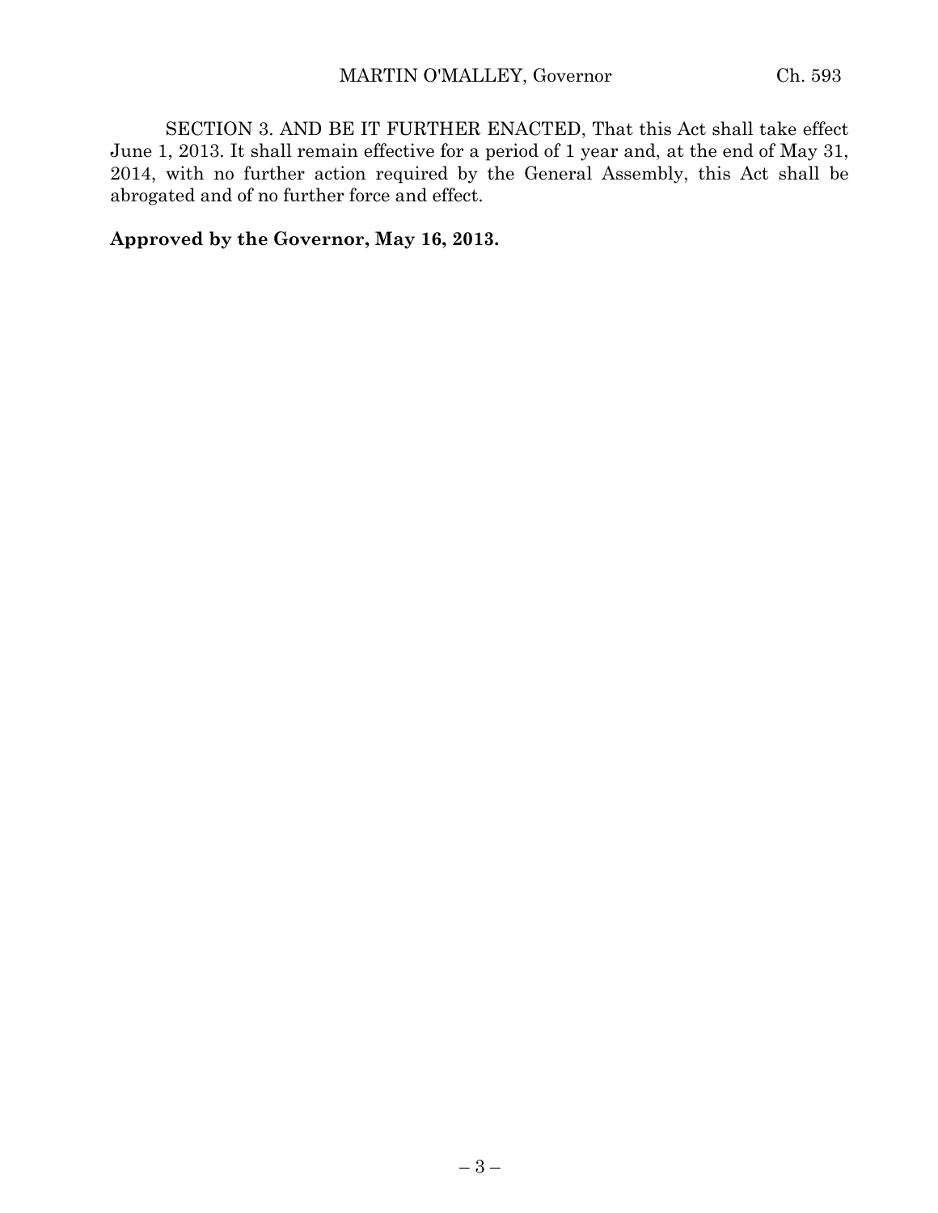SECTION 3. AND BE IT FURTHER ENACTED, That this Act shall take effect June 1, 2013. It shall remain effective for a period of 1 year and, at the end of May 31, 2014, with no further action required by the General Assembly, this Act shall be abrogated and of no further force and effect.

**Approved by the Governor, May 16, 2013.**